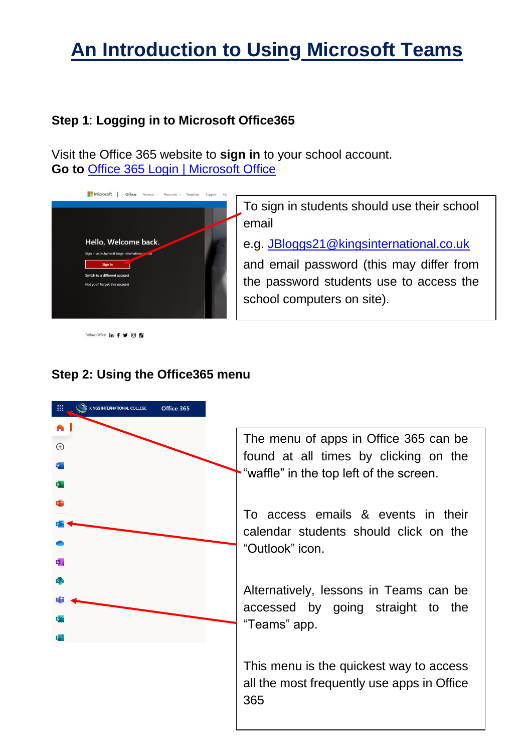# An Introduction to Using Microsoft Teams

**Step 1**: **Logging in to Microsoft Office365**

Visit the Office 365 website to **sign in** to your school account.
**Go to** [Office 365 Login | Microsoft Office]()

To sign in students should use their school email

e.g. JBloggs21@kingsinternational.co.uk

and email password (this may differ from the password students use to access the school computers on site).

**Step 2: Using the Office365 menu**

The menu of apps in Office 365 can be found at all times by clicking on the "waffle" in the top left of the screen.

To access emails & events in their calendar students should click on the "Outlook" icon.

Alternatively, lessons in Teams can be accessed by going straight to the "Teams" app.

This menu is the quickest way to access all the most frequently use apps in Office 365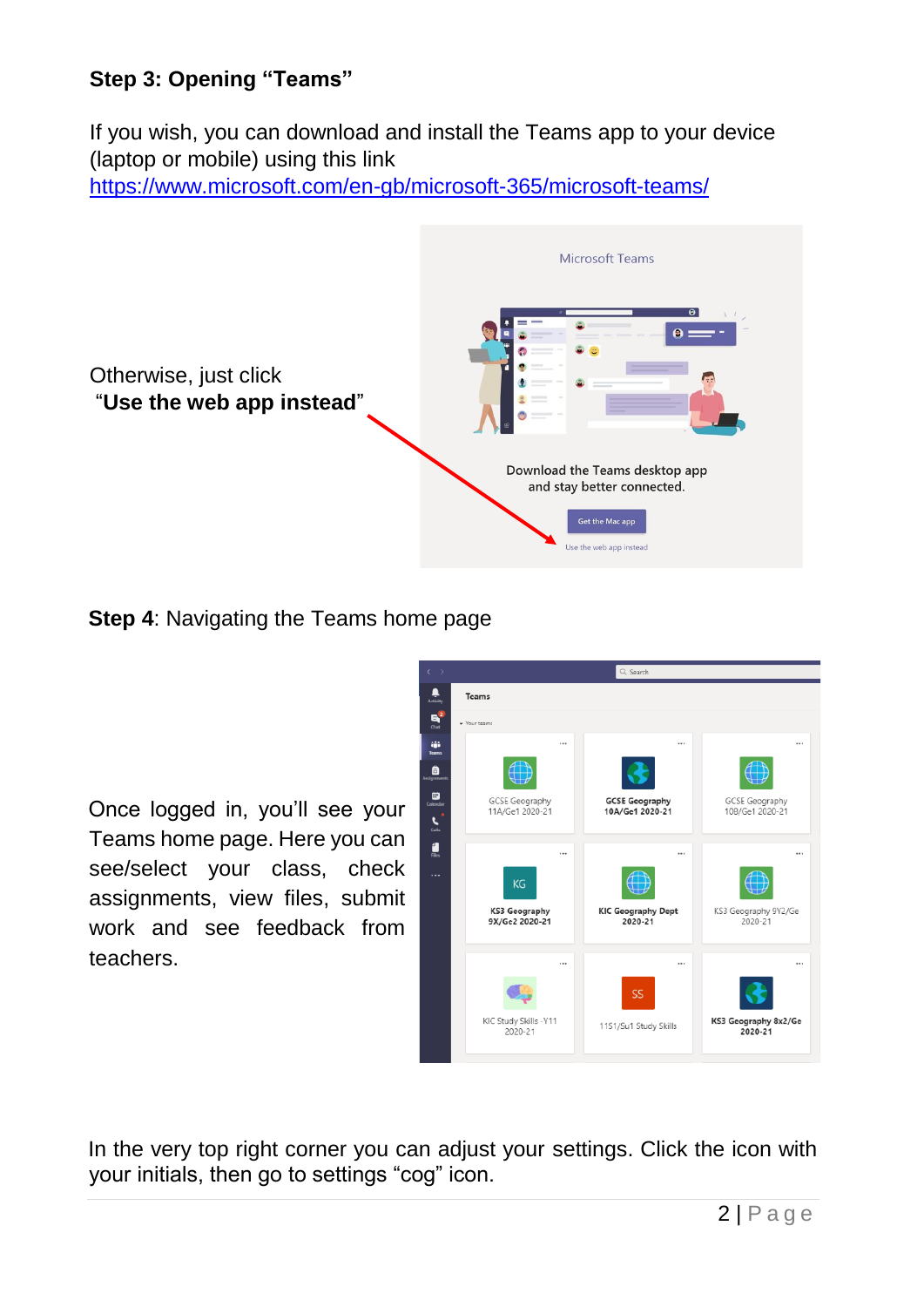**Step 3: Opening "Teams"**

If you wish, you can download and install the Teams app to your device (laptop or mobile) using this link
https://www.microsoft.com/en-gb/microsoft-365/microsoft-teams/

Otherwise, just click
"**Use the web app instead**"

**Step 4**: Navigating the Teams home page

Once logged in, you'll see your Teams home page. Here you can see/select your class, check assignments, view files, submit work and see feedback from teachers.

In the very top right corner you can adjust your settings. Click the icon with your initials, then go to settings "cog" icon.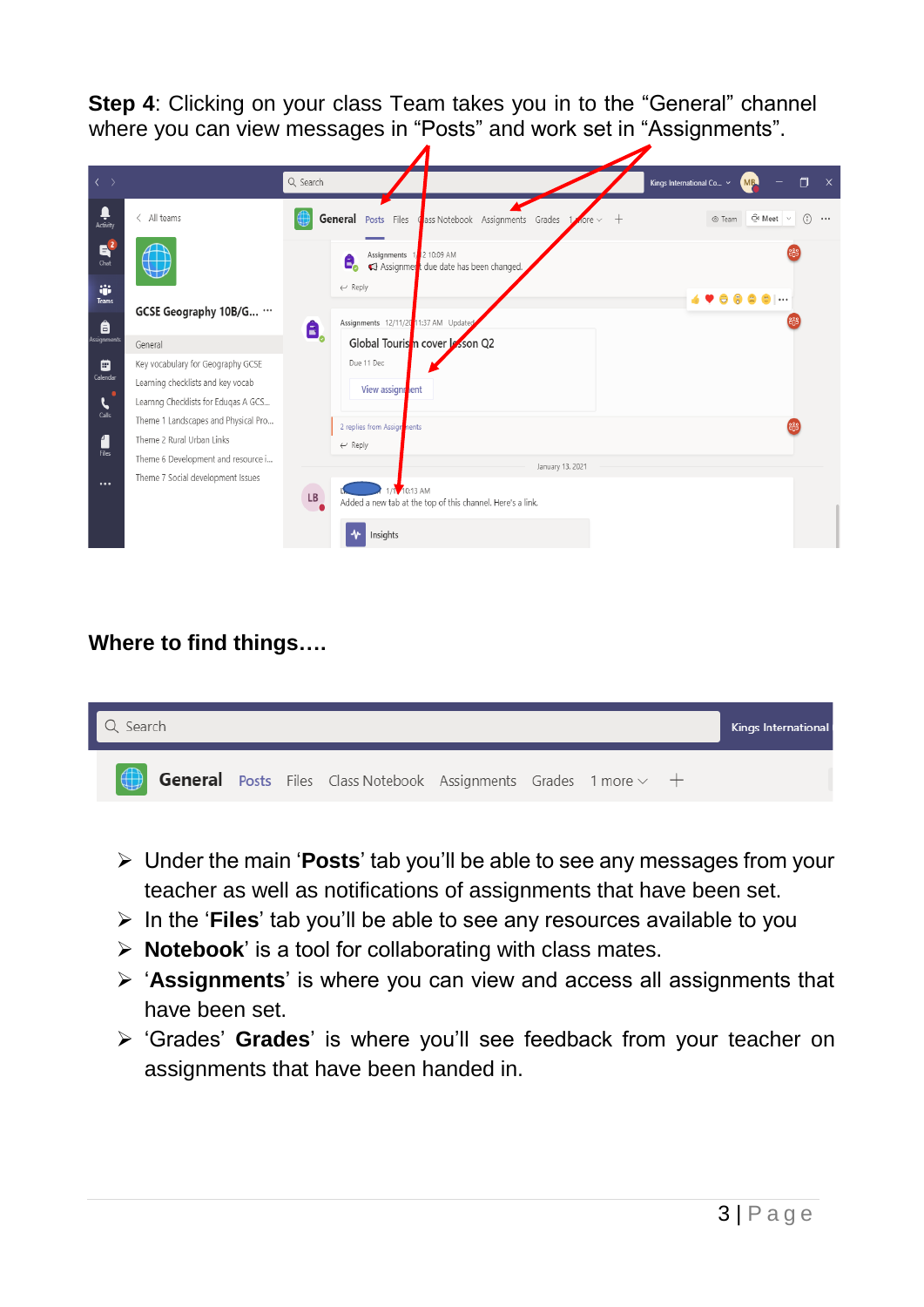**Step 4**: Clicking on your class Team takes you in to the "General" channel where you can view messages in "Posts" and work set in "Assignments".

**Where to find things….**

- Under the main '**Posts**' tab you'll be able to see any messages from your teacher as well as notifications of assignments that have been set.
- In the '**Files**' tab you'll be able to see any resources available to you
- **Notebook**' is a tool for collaborating with class mates.
- '**Assignments**' is where you can view and access all assignments that have been set.
- 'Grades' **Grades**' is where you'll see feedback from your teacher on assignments that have been handed in.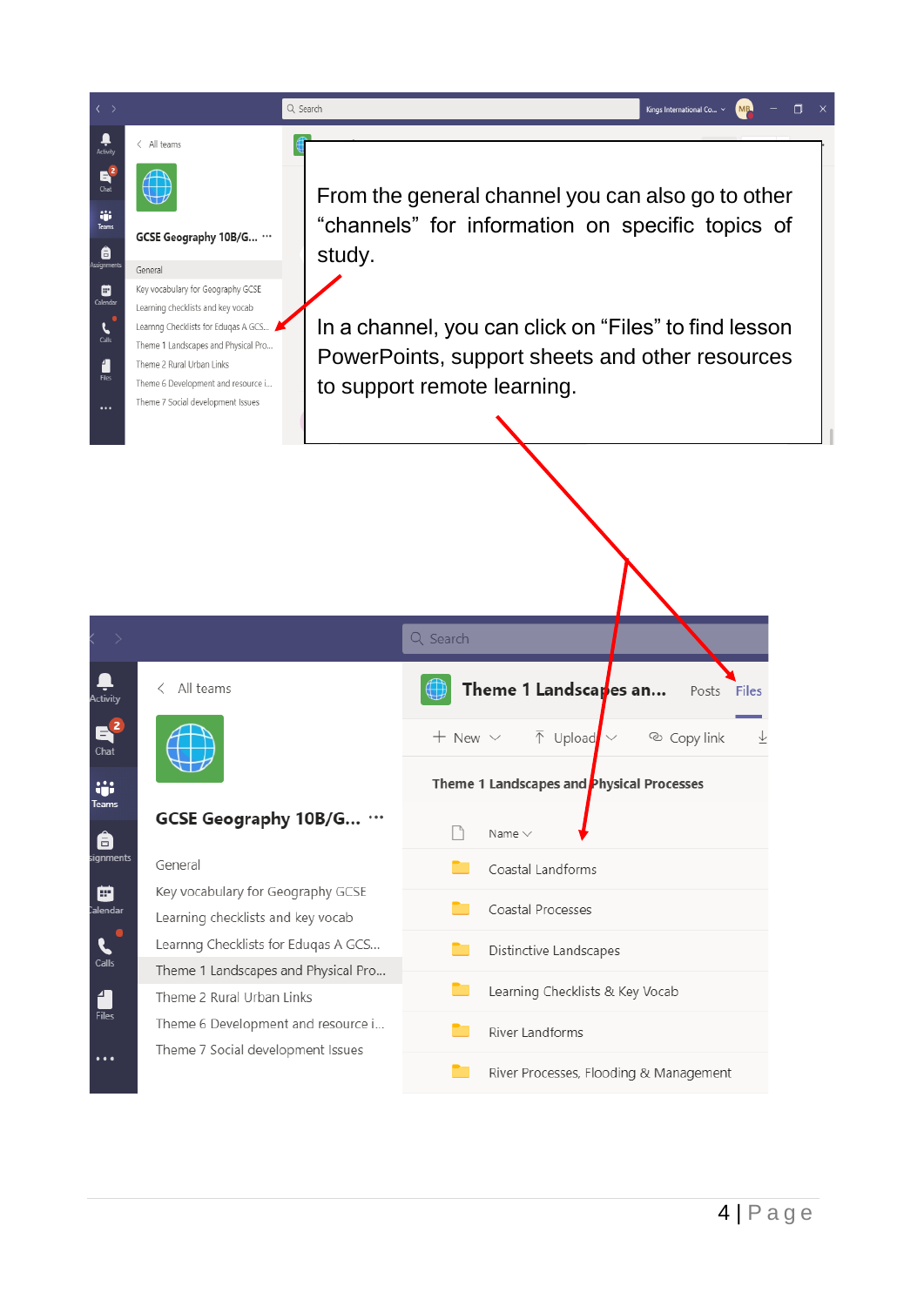From the general channel you can also go to other "channels" for information on specific topics of study.

In a channel, you can click on "Files" to find lesson PowerPoints, support sheets and other resources to support remote learning.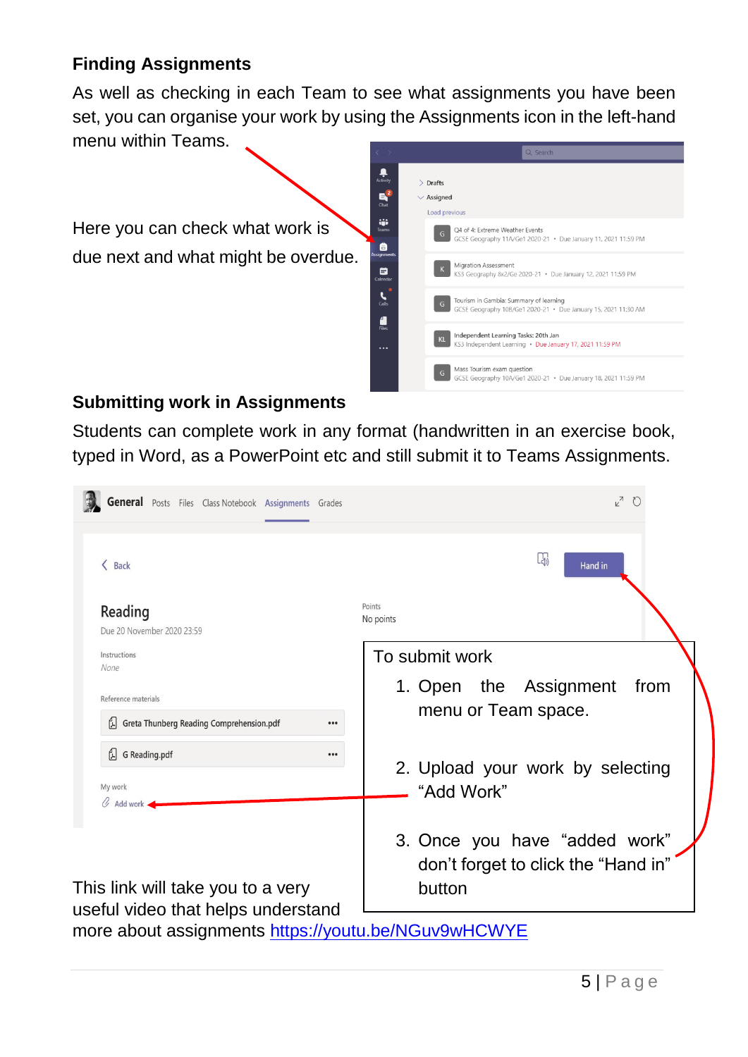### Finding Assignments

As well as checking in each Team to see what assignments you have been set, you can organise your work by using the Assignments icon in the left-hand menu within Teams.

Here you can check what work is due next and what might be overdue.

### Submitting work in Assignments

Students can complete work in any format (handwritten in an exercise book, typed in Word, as a PowerPoint etc and still submit it to Teams Assignments.

To submit work

1. Open the Assignment from menu or Team space.
2. Upload your work by selecting "Add Work"
3. Once you have "added work" don't forget to click the "Hand in" button

This link will take you to a very useful video that helps understand more about assignments https://youtu.be/NGuv9wHCWYE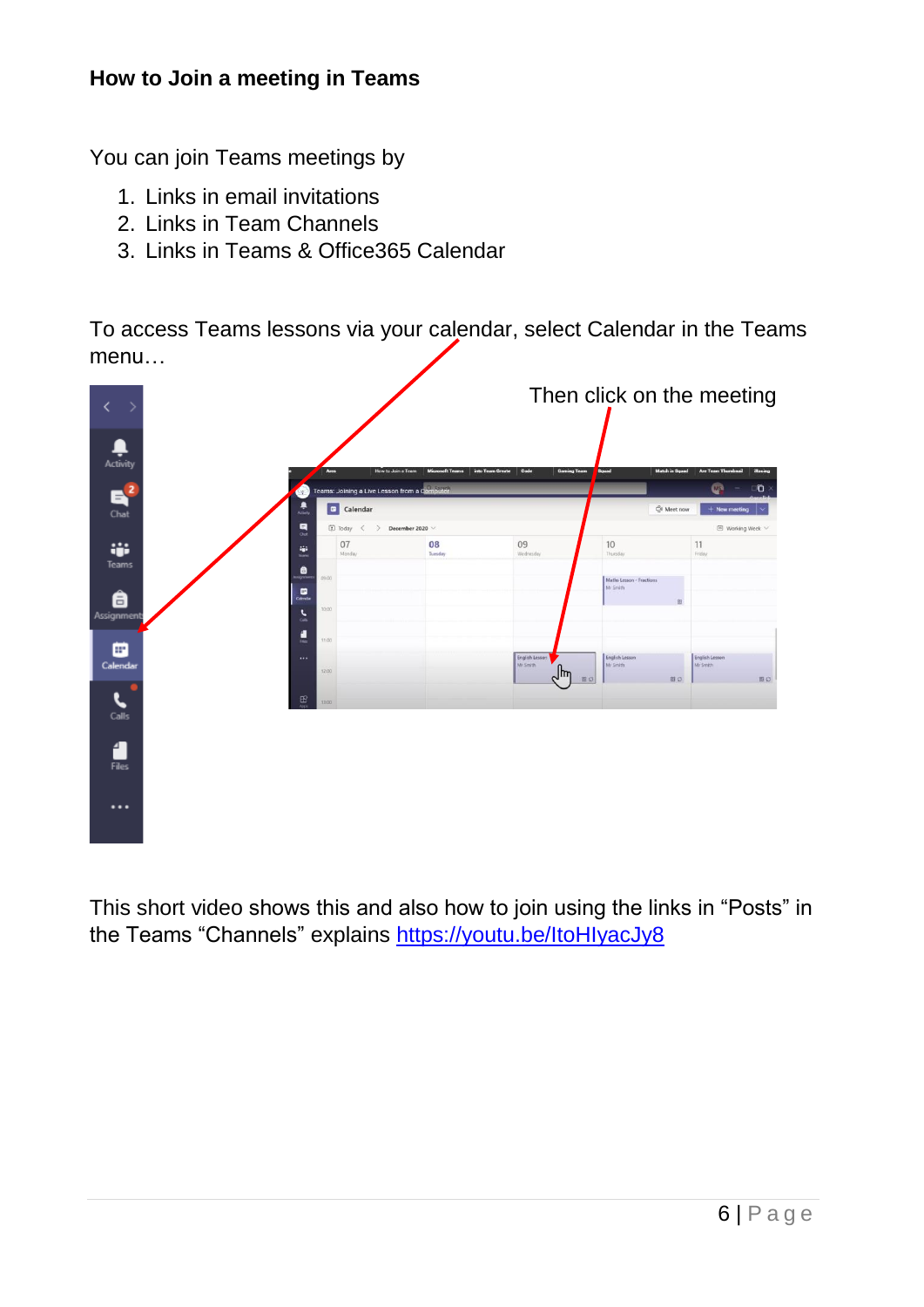**How to Join a meeting in Teams**

You can join Teams meetings by

1. Links in email invitations
2. Links in Team Channels
3. Links in Teams & Office365 Calendar

To access Teams lessons via your calendar, select Calendar in the Teams menu…

Then click on the meeting

This short video shows this and also how to join using the links in "Posts" in the Teams "Channels" explains [https://youtu.be/ItoHIyacJy8](https://youtu.be/ItoHIyacJy8)